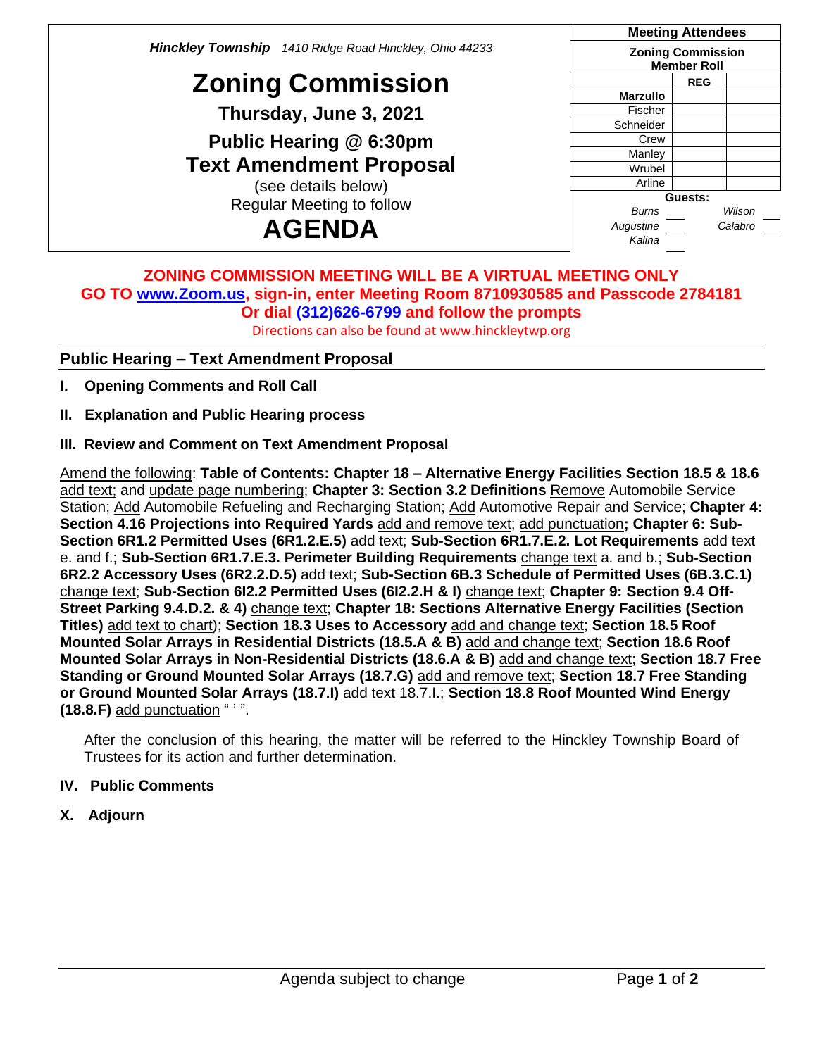***Hinckley Township*** *1410 Ridge Road Hinckley, Ohio 44233*

# Zoning Commission

**Thursday, June 3, 2021**

**Public Hearing @ 6:30pm**

**Text Amendment Proposal**

(see details below)

Regular Meeting to follow

# AGENDA

| Meeting Attendees | | |
|---|---|---|
| **Zoning Commission Member Roll** | | |
| | **REG** | |
| **Marzullo** | | |
| Fischer | | |
| Schneider | | |
| Crew | | |
| Manley | | |
| Wrubel | | |
| Arline | | |

**Guests:**

*Burns* ___ *Wilson* ___
*Augustine* ___ *Calabro* ___
*Kalina* ___

**ZONING COMMISSION MEETING WILL BE A VIRTUAL MEETING ONLY**
**GO TO www.Zoom.us, sign-in, enter Meeting Room 8710930585 and Passcode 2784181**
**Or dial (312)626-6799 and follow the prompts**
Directions can also be found at www.hinckleytwp.org

## Public Hearing – Text Amendment Proposal

**I. Opening Comments and Roll Call**

**II. Explanation and Public Hearing process**

**III. Review and Comment on Text Amendment Proposal**

Amend the following: **Table of Contents: Chapter 18 – Alternative Energy Facilities Section 18.5 & 18.6** add text; and update page numbering; **Chapter 3: Section 3.2 Definitions** Remove Automobile Service Station; Add Automobile Refueling and Recharging Station; Add Automotive Repair and Service; **Chapter 4: Section 4.16 Projections into Required Yards** add and remove text; add punctuation**; Chapter 6: Sub-Section 6R1.2 Permitted Uses (6R1.2.E.5)** add text; **Sub-Section 6R1.7.E.2. Lot Requirements** add text e. and f.; **Sub-Section 6R1.7.E.3. Perimeter Building Requirements** change text a. and b.; **Sub-Section 6R2.2 Accessory Uses (6R2.2.D.5)** add text; **Sub-Section 6B.3 Schedule of Permitted Uses (6B.3.C.1)** change text; **Sub-Section 6I2.2 Permitted Uses (6I2.2.H & I)** change text; **Chapter 9: Section 9.4 Off-Street Parking 9.4.D.2. & 4)** change text; **Chapter 18: Sections Alternative Energy Facilities (Section Titles)** add text to chart); **Section 18.3 Uses to Accessory** add and change text; **Section 18.5 Roof Mounted Solar Arrays in Residential Districts (18.5.A & B)** add and change text; **Section 18.6 Roof Mounted Solar Arrays in Non-Residential Districts (18.6.A & B)** add and change text; **Section 18.7 Free Standing or Ground Mounted Solar Arrays (18.7.G)** add and remove text; **Section 18.7 Free Standing or Ground Mounted Solar Arrays (18.7.I)** add text 18.7.I.; **Section 18.8 Roof Mounted Wind Energy (18.8.F)** add punctuation " ' ".

After the conclusion of this hearing, the matter will be referred to the Hinckley Township Board of Trustees for its action and further determination.

**IV. Public Comments**

**X. Adjourn**

Agenda subject to change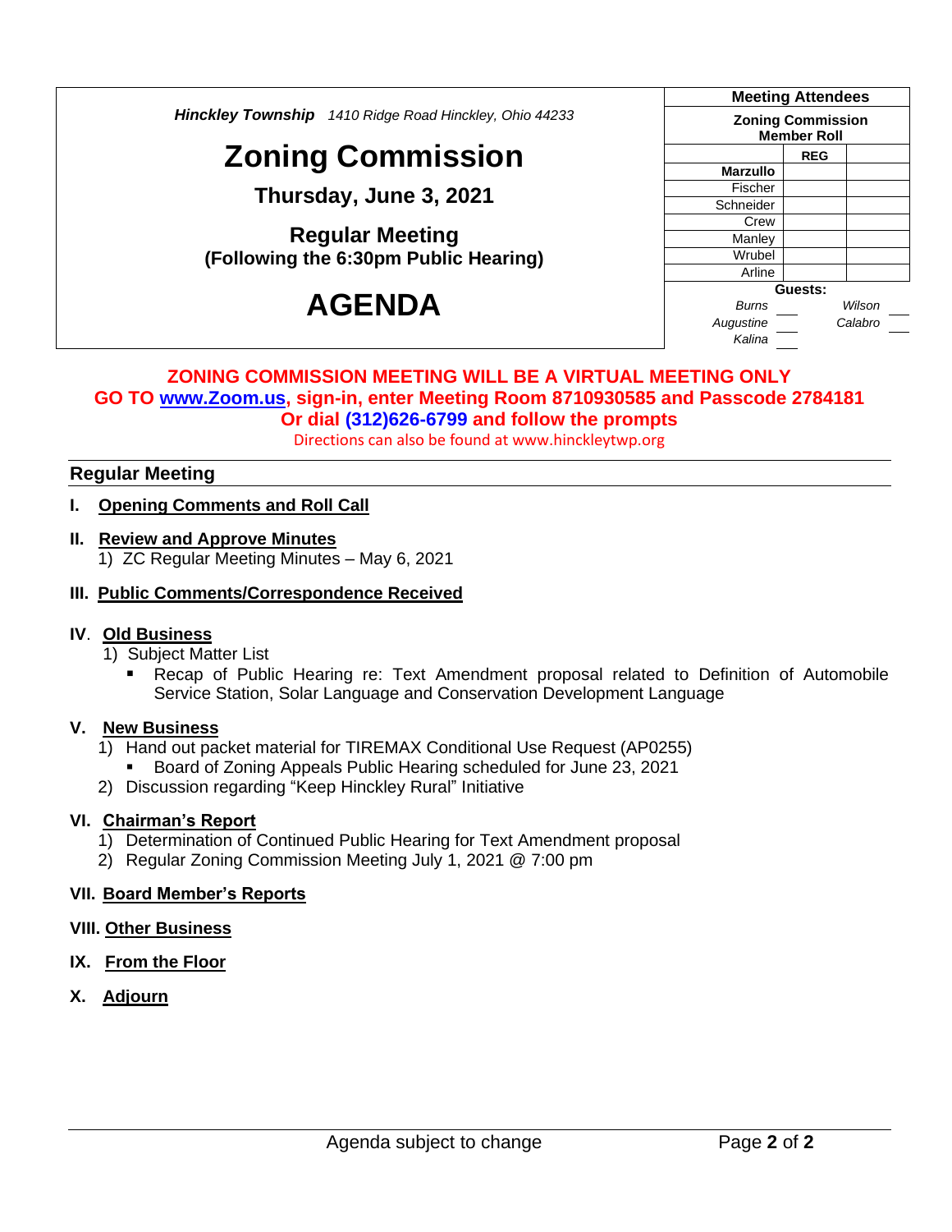*Hinckley Township* *1410 Ridge Road Hinckley, Ohio 44233*

# Zoning Commission

**Thursday, June 3, 2021**

**Regular Meeting**
**(Following the 6:30pm Public Hearing)**

# AGENDA

| Meeting Attendees | | |
|---|---|---|
| **Zoning Commission Member Roll** | | |
| | **REG** | |
| **Marzullo** | | |
| Fischer | | |
| Schneider | | |
| Crew | | |
| Manley | | |
| Wrubel | | |
| Arline | | |

**Guests:**

*Burns* ___ *Wilson* ___
*Augustine* ___ *Calabro* ___
*Kalina* ___

**ZONING COMMISSION MEETING WILL BE A VIRTUAL MEETING ONLY**
**GO TO www.Zoom.us, sign-in, enter Meeting Room 8710930585 and Passcode 2784181**
**Or dial (312)626-6799 and follow the prompts**
Directions can also be found at www.hinckleytwp.org

## Regular Meeting

**I. Opening Comments and Roll Call**

**II. Review and Approve Minutes**
1) ZC Regular Meeting Minutes – May 6, 2021

**III. Public Comments/Correspondence Received**

**IV. Old Business**
1) Subject Matter List
   - Recap of Public Hearing re: Text Amendment proposal related to Definition of Automobile Service Station, Solar Language and Conservation Development Language

**V. New Business**
1) Hand out packet material for TIREMAX Conditional Use Request (AP0255)
   - Board of Zoning Appeals Public Hearing scheduled for June 23, 2021
2) Discussion regarding "Keep Hinckley Rural" Initiative

**VI. Chairman's Report**
1) Determination of Continued Public Hearing for Text Amendment proposal
2) Regular Zoning Commission Meeting July 1, 2021 @ 7:00 pm

**VII. Board Member's Reports**

**VIII. Other Business**

**IX. From the Floor**

**X. Adjourn**

Agenda subject to change